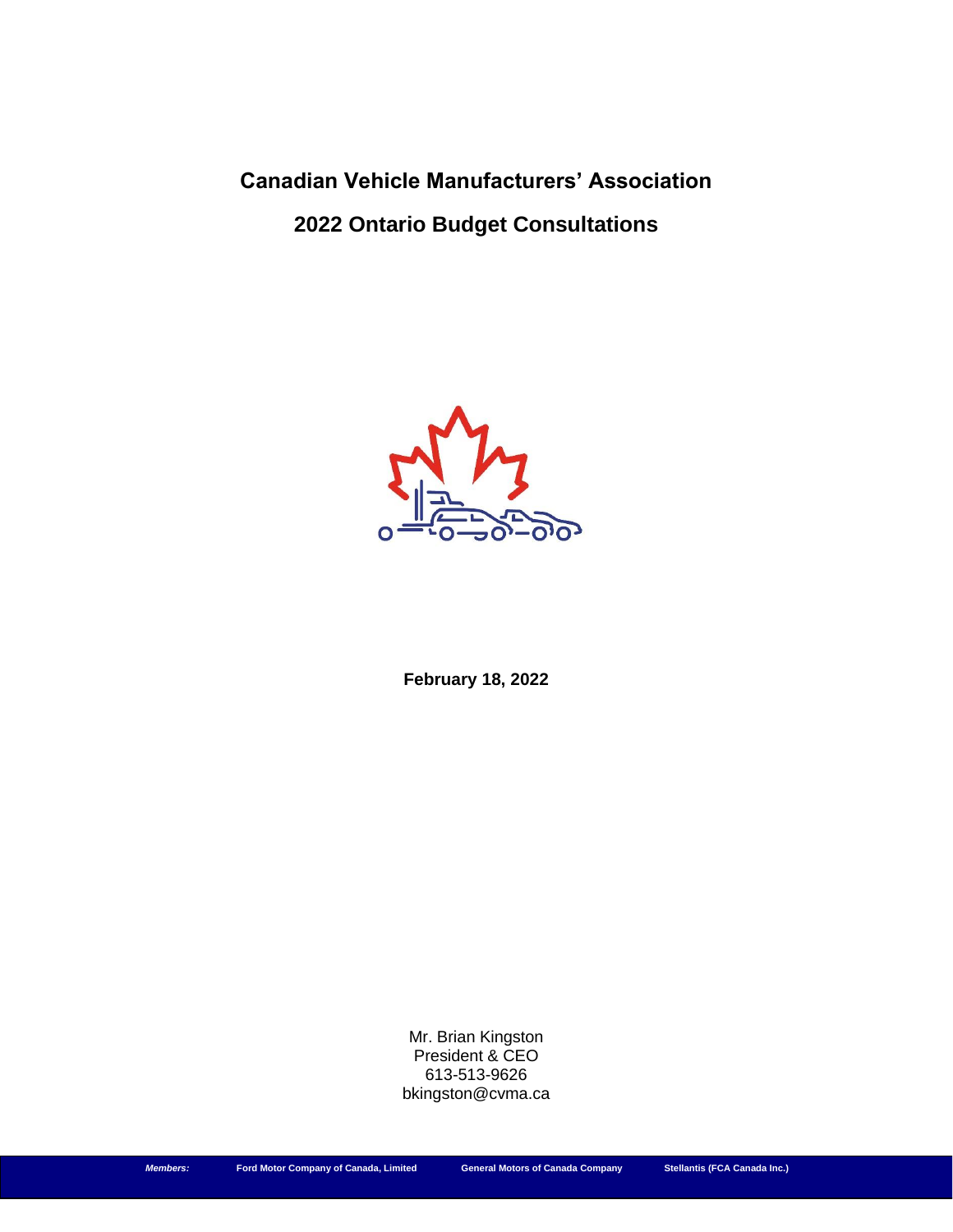# Canadian Vehicle Manufacturers' Association

## 2022 Ontario Budget Consultations

**February 18, 2022**

Mr. Brian Kingston
President & CEO
613-513-9626
bkingston@cvma.ca

***Members:*** **Ford Motor Company of Canada, Limited** **General Motors of Canada Company** **Stellantis (FCA Canada Inc.)**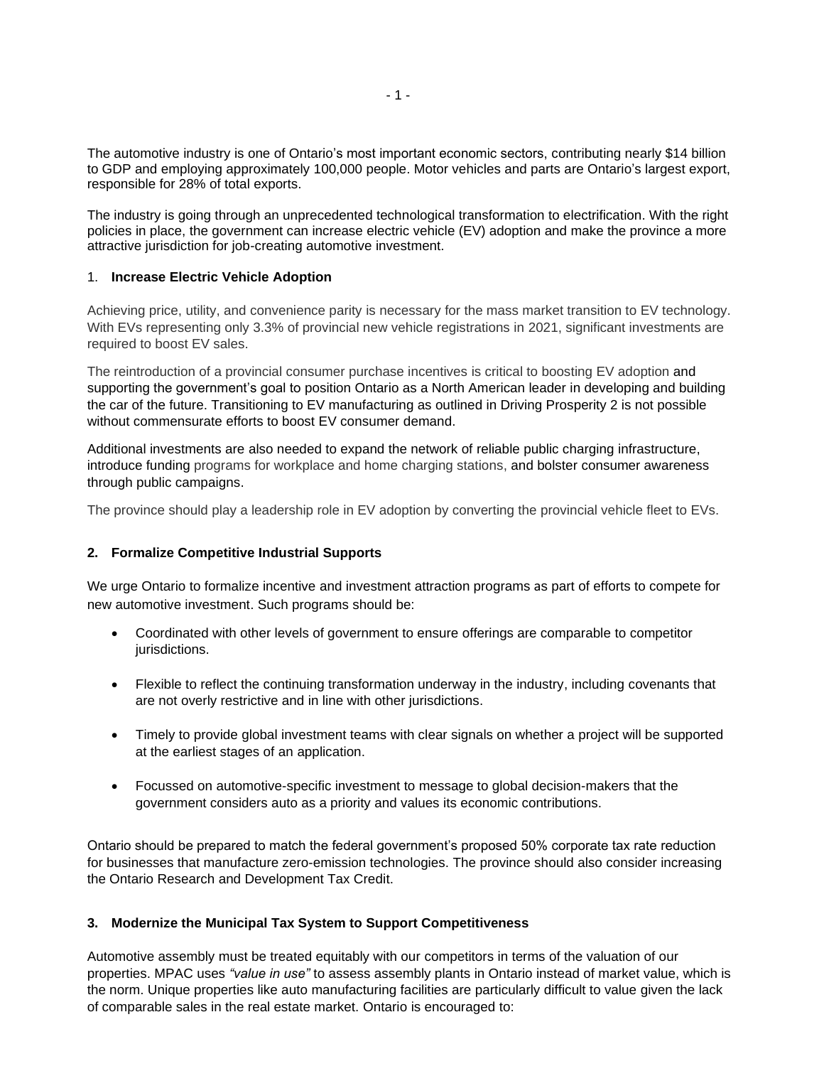The automotive industry is one of Ontario's most important economic sectors, contributing nearly $14 billion to GDP and employing approximately 100,000 people. Motor vehicles and parts are Ontario's largest export, responsible for 28% of total exports.

The industry is going through an unprecedented technological transformation to electrification. With the right policies in place, the government can increase electric vehicle (EV) adoption and make the province a more attractive jurisdiction for job-creating automotive investment.

## 1. **Increase Electric Vehicle Adoption**

Achieving price, utility, and convenience parity is necessary for the mass market transition to EV technology. With EVs representing only 3.3% of provincial new vehicle registrations in 2021, significant investments are required to boost EV sales.

The reintroduction of a provincial consumer purchase incentives is critical to boosting EV adoption and supporting the government's goal to position Ontario as a North American leader in developing and building the car of the future. Transitioning to EV manufacturing as outlined in Driving Prosperity 2 is not possible without commensurate efforts to boost EV consumer demand.

Additional investments are also needed to expand the network of reliable public charging infrastructure, introduce funding programs for workplace and home charging stations, and bolster consumer awareness through public campaigns.

The province should play a leadership role in EV adoption by converting the provincial vehicle fleet to EVs.

## 2. **Formalize Competitive Industrial Supports**

We urge Ontario to formalize incentive and investment attraction programs as part of efforts to compete for new automotive investment. Such programs should be:

- Coordinated with other levels of government to ensure offerings are comparable to competitor jurisdictions.
- Flexible to reflect the continuing transformation underway in the industry, including covenants that are not overly restrictive and in line with other jurisdictions.
- Timely to provide global investment teams with clear signals on whether a project will be supported at the earliest stages of an application.
- Focussed on automotive-specific investment to message to global decision-makers that the government considers auto as a priority and values its economic contributions.

Ontario should be prepared to match the federal government's proposed 50% corporate tax rate reduction for businesses that manufacture zero-emission technologies. The province should also consider increasing the Ontario Research and Development Tax Credit.

## 3. **Modernize the Municipal Tax System to Support Competitiveness**

Automotive assembly must be treated equitably with our competitors in terms of the valuation of our properties. MPAC uses *"value in use"* to assess assembly plants in Ontario instead of market value, which is the norm. Unique properties like auto manufacturing facilities are particularly difficult to value given the lack of comparable sales in the real estate market. Ontario is encouraged to: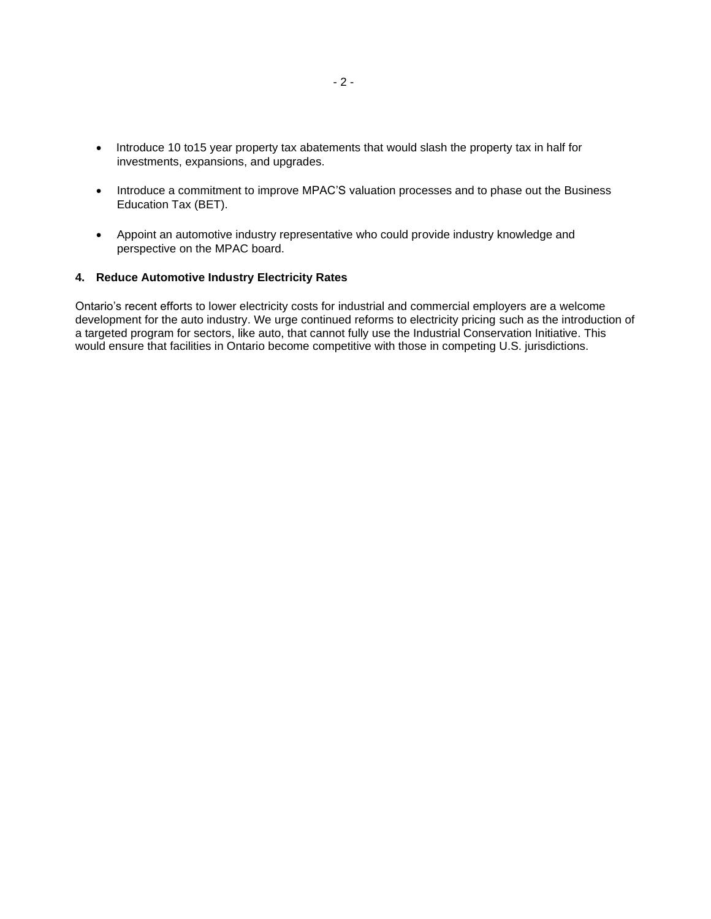- Introduce 10 to15 year property tax abatements that would slash the property tax in half for investments, expansions, and upgrades.

- Introduce a commitment to improve MPAC'S valuation processes and to phase out the Business Education Tax (BET).

- Appoint an automotive industry representative who could provide industry knowledge and perspective on the MPAC board.

**4. Reduce Automotive Industry Electricity Rates**

Ontario's recent efforts to lower electricity costs for industrial and commercial employers are a welcome development for the auto industry. We urge continued reforms to electricity pricing such as the introduction of a targeted program for sectors, like auto, that cannot fully use the Industrial Conservation Initiative. This would ensure that facilities in Ontario become competitive with those in competing U.S. jurisdictions.